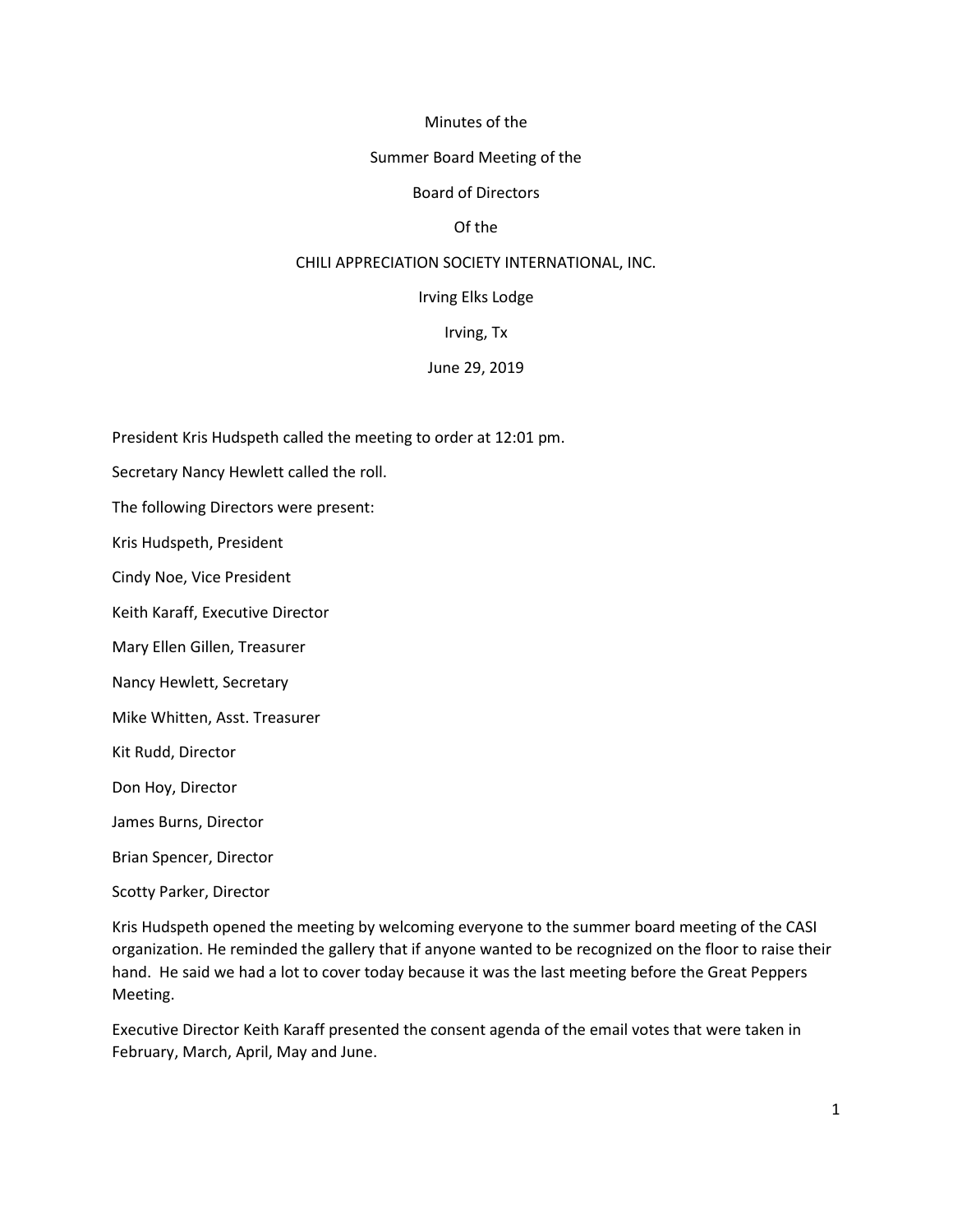Minutes of the

Summer Board Meeting of the

Board of Directors

Of the

CHILI APPRECIATION SOCIETY INTERNATIONAL, INC.

Irving Elks Lodge

Irving, Tx

June 29, 2019

President Kris Hudspeth called the meeting to order at 12:01 pm.

Secretary Nancy Hewlett called the roll.

The following Directors were present:

Kris Hudspeth, President

Cindy Noe, Vice President

Keith Karaff, Executive Director

Mary Ellen Gillen, Treasurer

Nancy Hewlett, Secretary

Mike Whitten, Asst. Treasurer

Kit Rudd, Director

Don Hoy, Director

James Burns, Director

Brian Spencer, Director

Scotty Parker, Director

Kris Hudspeth opened the meeting by welcoming everyone to the summer board meeting of the CASI organization. He reminded the gallery that if anyone wanted to be recognized on the floor to raise their hand. He said we had a lot to cover today because it was the last meeting before the Great Peppers Meeting.

Executive Director Keith Karaff presented the consent agenda of the email votes that were taken in February, March, April, May and June.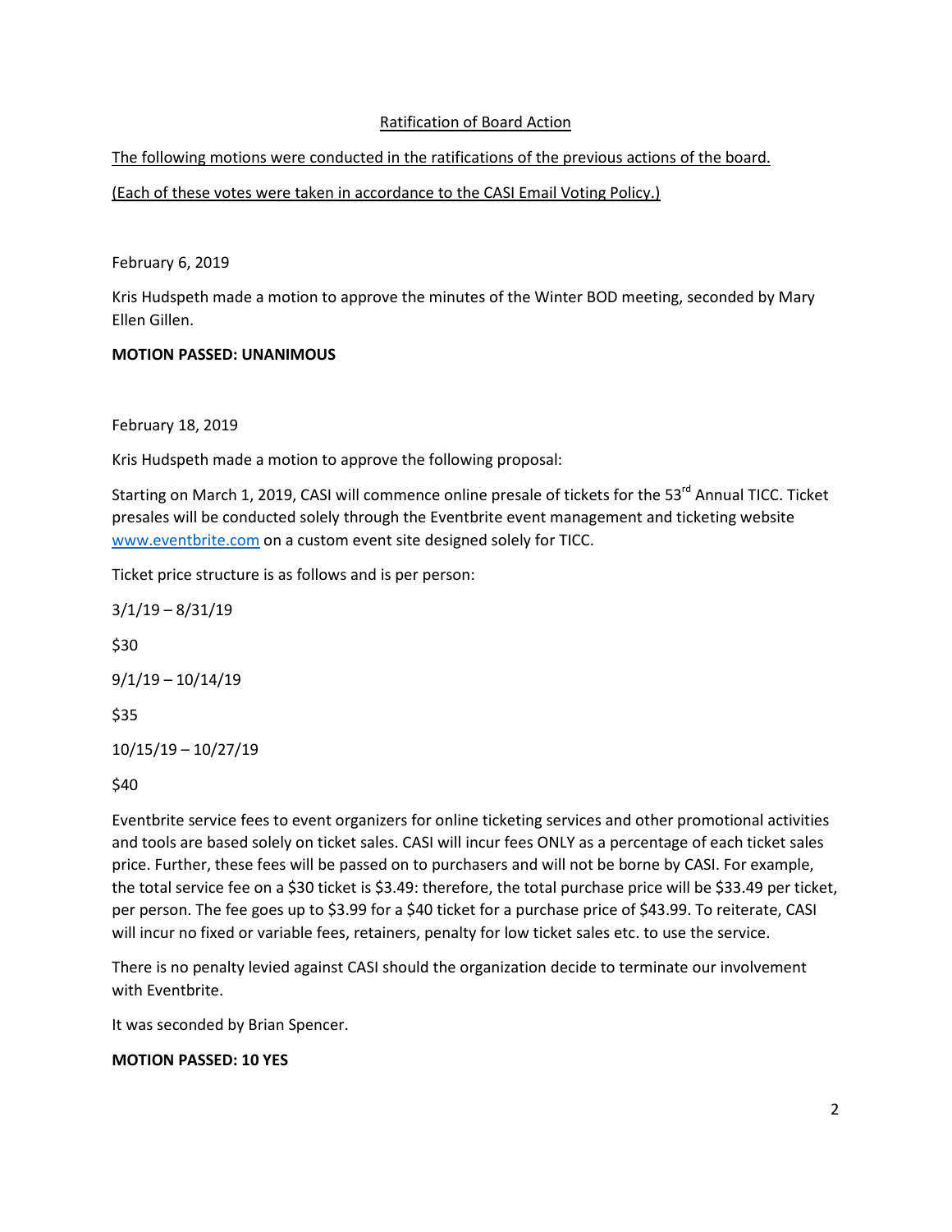## Ratification of Board Action

The following motions were conducted in the ratifications of the previous actions of the board.

(Each of these votes were taken in accordance to the CASI Email Voting Policy.)

February 6, 2019

Kris Hudspeth made a motion to approve the minutes of the Winter BOD meeting, seconded by Mary Ellen Gillen.

**MOTION PASSED: UNANIMOUS**

February 18, 2019

Kris Hudspeth made a motion to approve the following proposal:

Starting on March 1, 2019, CASI will commence online presale of tickets for the 53rd Annual TICC. Ticket presales will be conducted solely through the Eventbrite event management and ticketing website www.eventbrite.com on a custom event site designed solely for TICC.

Ticket price structure is as follows and is per person:

3/1/19 – 8/31/19

$30

9/1/19 – 10/14/19

$35

10/15/19 – 10/27/19

$40

Eventbrite service fees to event organizers for online ticketing services and other promotional activities and tools are based solely on ticket sales. CASI will incur fees ONLY as a percentage of each ticket sales price. Further, these fees will be passed on to purchasers and will not be borne by CASI. For example, the total service fee on a $30 ticket is $3.49: therefore, the total purchase price will be $33.49 per ticket, per person. The fee goes up to $3.99 for a $40 ticket for a purchase price of $43.99. To reiterate, CASI will incur no fixed or variable fees, retainers, penalty for low ticket sales etc. to use the service.

There is no penalty levied against CASI should the organization decide to terminate our involvement with Eventbrite.

It was seconded by Brian Spencer.

**MOTION PASSED: 10 YES**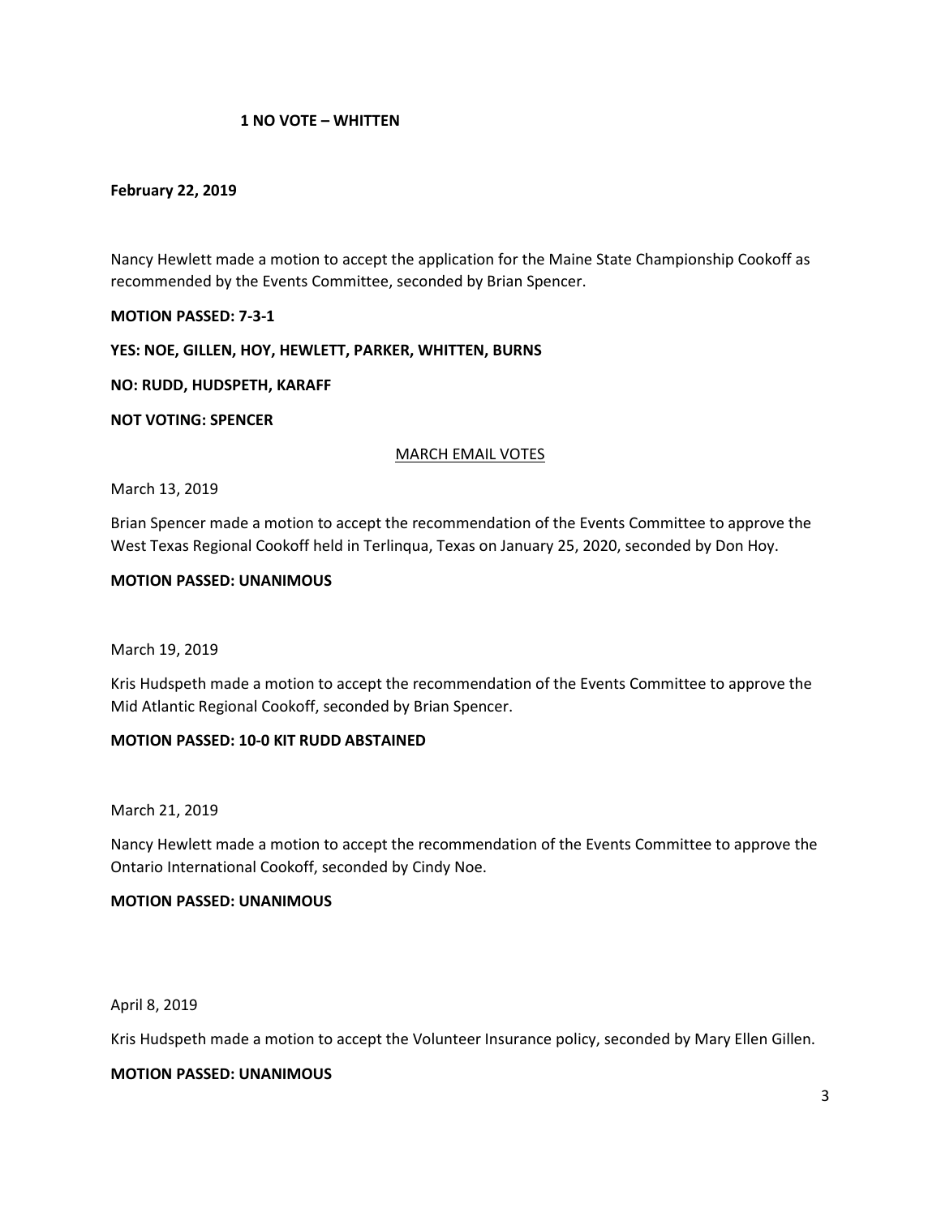**1 NO VOTE – WHITTEN**

**February 22, 2019**

Nancy Hewlett made a motion to accept the application for the Maine State Championship Cookoff as recommended by the Events Committee, seconded by Brian Spencer.

**MOTION PASSED: 7-3-1**

**YES: NOE, GILLEN, HOY, HEWLETT, PARKER, WHITTEN, BURNS**

**NO: RUDD, HUDSPETH, KARAFF**

**NOT VOTING: SPENCER**

<u>MARCH EMAIL VOTES</u>

March 13, 2019

Brian Spencer made a motion to accept the recommendation of the Events Committee to approve the West Texas Regional Cookoff held in Terlinqua, Texas on January 25, 2020, seconded by Don Hoy.

**MOTION PASSED: UNANIMOUS**

March 19, 2019

Kris Hudspeth made a motion to accept the recommendation of the Events Committee to approve the Mid Atlantic Regional Cookoff, seconded by Brian Spencer.

**MOTION PASSED: 10-0 KIT RUDD ABSTAINED**

March 21, 2019

Nancy Hewlett made a motion to accept the recommendation of the Events Committee to approve the Ontario International Cookoff, seconded by Cindy Noe.

**MOTION PASSED: UNANIMOUS**

April 8, 2019

Kris Hudspeth made a motion to accept the Volunteer Insurance policy, seconded by Mary Ellen Gillen.

**MOTION PASSED: UNANIMOUS**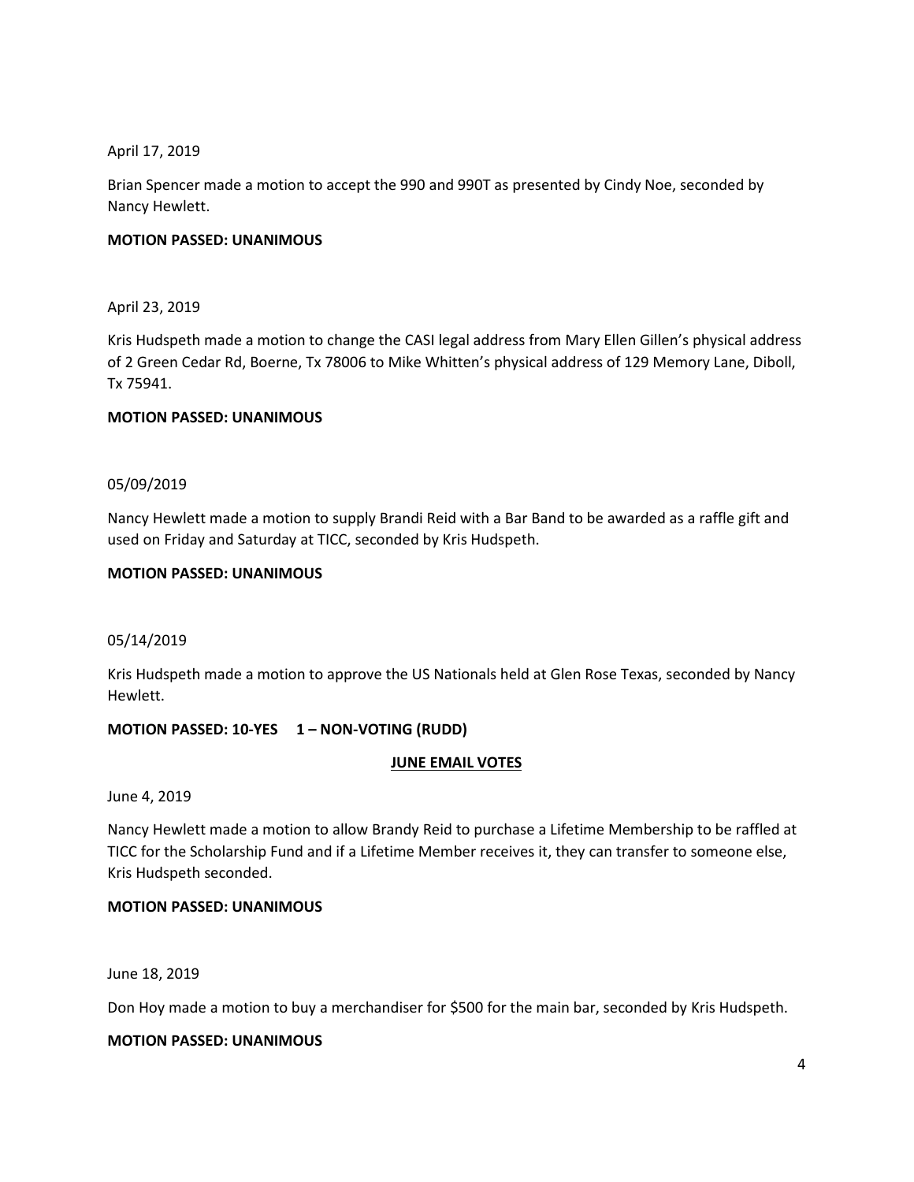April 17, 2019

Brian Spencer made a motion to accept the 990 and 990T as presented by Cindy Noe, seconded by Nancy Hewlett.

**MOTION PASSED: UNANIMOUS**

April 23, 2019

Kris Hudspeth made a motion to change the CASI legal address from Mary Ellen Gillen's physical address of 2 Green Cedar Rd, Boerne, Tx 78006 to Mike Whitten's physical address of 129 Memory Lane, Diboll, Tx 75941.

**MOTION PASSED: UNANIMOUS**

05/09/2019

Nancy Hewlett made a motion to supply Brandi Reid with a Bar Band to be awarded as a raffle gift and used on Friday and Saturday at TICC, seconded by Kris Hudspeth.

**MOTION PASSED: UNANIMOUS**

05/14/2019

Kris Hudspeth made a motion to approve the US Nationals held at Glen Rose Texas, seconded by Nancy Hewlett.

**MOTION PASSED: 10-YES 1 – NON-VOTING (RUDD)**

**JUNE EMAIL VOTES**

June 4, 2019

Nancy Hewlett made a motion to allow Brandy Reid to purchase a Lifetime Membership to be raffled at TICC for the Scholarship Fund and if a Lifetime Member receives it, they can transfer to someone else, Kris Hudspeth seconded.

**MOTION PASSED: UNANIMOUS**

June 18, 2019

Don Hoy made a motion to buy a merchandiser for $500 for the main bar, seconded by Kris Hudspeth.

**MOTION PASSED: UNANIMOUS**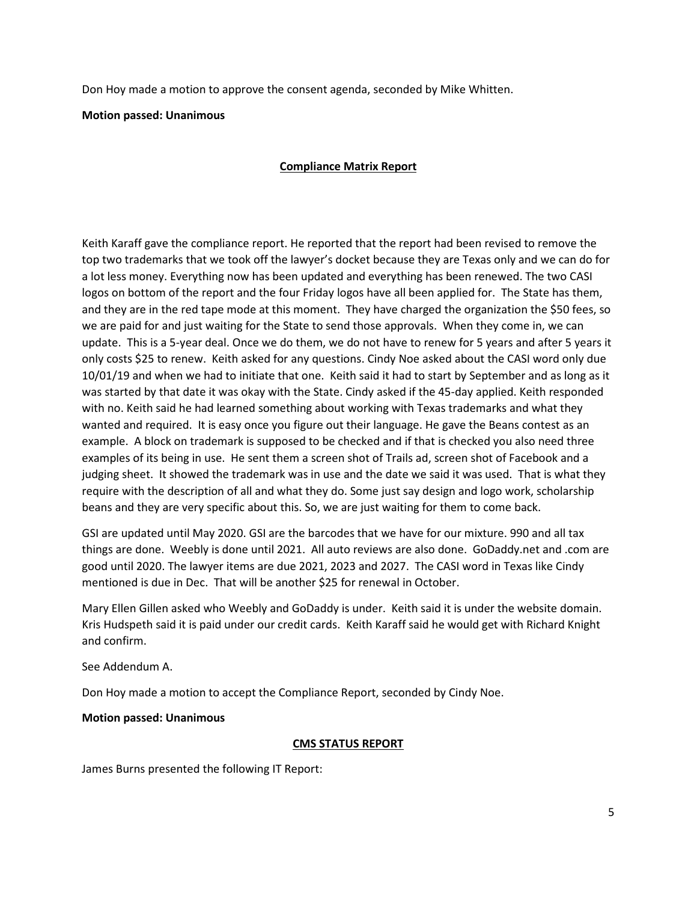Don Hoy made a motion to approve the consent agenda, seconded by Mike Whitten.

**Motion passed: Unanimous**

## Compliance Matrix Report

Keith Karaff gave the compliance report. He reported that the report had been revised to remove the top two trademarks that we took off the lawyer's docket because they are Texas only and we can do for a lot less money. Everything now has been updated and everything has been renewed. The two CASI logos on bottom of the report and the four Friday logos have all been applied for. The State has them, and they are in the red tape mode at this moment. They have charged the organization the $50 fees, so we are paid for and just waiting for the State to send those approvals. When they come in, we can update. This is a 5-year deal. Once we do them, we do not have to renew for 5 years and after 5 years it only costs $25 to renew. Keith asked for any questions. Cindy Noe asked about the CASI word only due 10/01/19 and when we had to initiate that one. Keith said it had to start by September and as long as it was started by that date it was okay with the State. Cindy asked if the 45-day applied. Keith responded with no. Keith said he had learned something about working with Texas trademarks and what they wanted and required. It is easy once you figure out their language. He gave the Beans contest as an example. A block on trademark is supposed to be checked and if that is checked you also need three examples of its being in use. He sent them a screen shot of Trails ad, screen shot of Facebook and a judging sheet. It showed the trademark was in use and the date we said it was used. That is what they require with the description of all and what they do. Some just say design and logo work, scholarship beans and they are very specific about this. So, we are just waiting for them to come back.

GSI are updated until May 2020. GSI are the barcodes that we have for our mixture. 990 and all tax things are done. Weebly is done until 2021. All auto reviews are also done. GoDaddy.net and .com are good until 2020. The lawyer items are due 2021, 2023 and 2027. The CASI word in Texas like Cindy mentioned is due in Dec. That will be another $25 for renewal in October.

Mary Ellen Gillen asked who Weebly and GoDaddy is under. Keith said it is under the website domain. Kris Hudspeth said it is paid under our credit cards. Keith Karaff said he would get with Richard Knight and confirm.

See Addendum A.

Don Hoy made a motion to accept the Compliance Report, seconded by Cindy Noe.

**Motion passed: Unanimous**

## CMS STATUS REPORT

James Burns presented the following IT Report: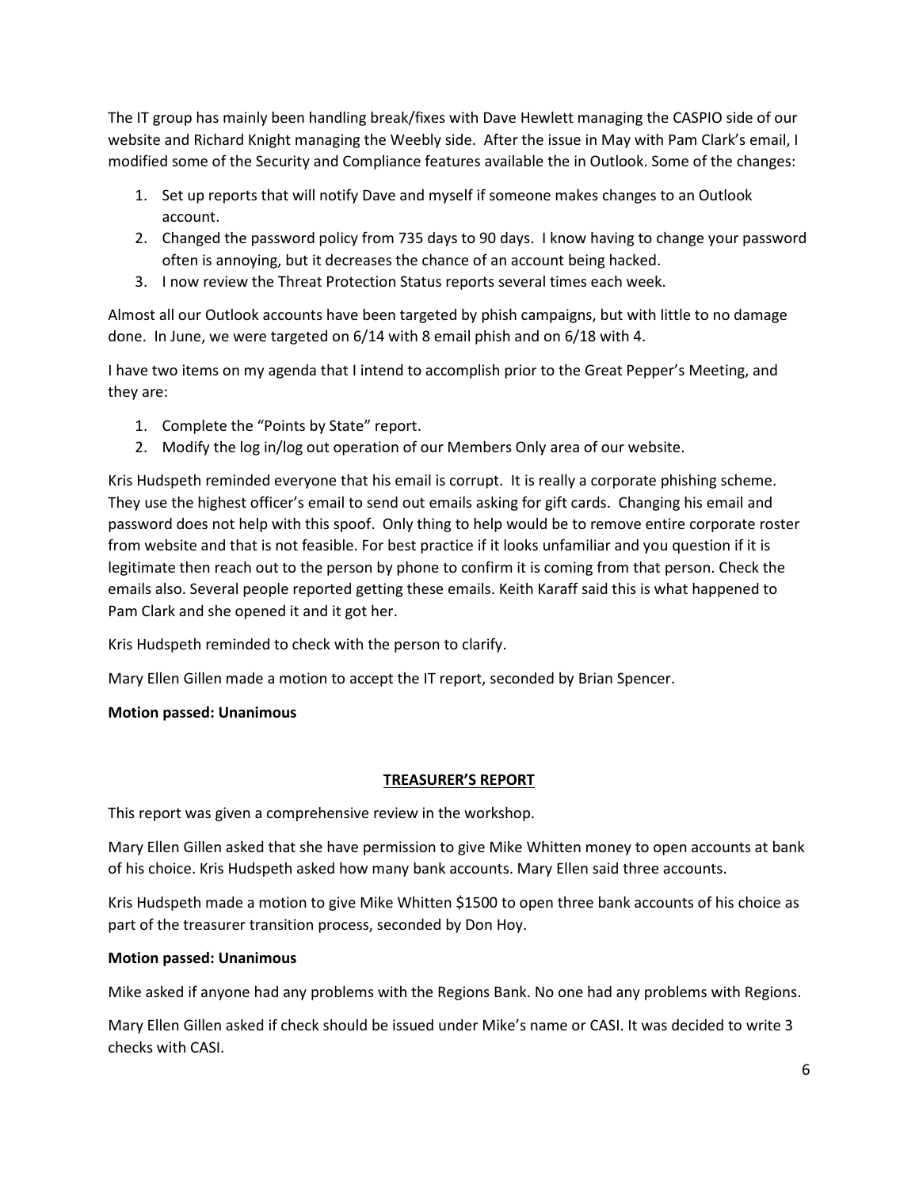The IT group has mainly been handling break/fixes with Dave Hewlett managing the CASPIO side of our website and Richard Knight managing the Weebly side. After the issue in May with Pam Clark's email, I modified some of the Security and Compliance features available the in Outlook. Some of the changes:

1. Set up reports that will notify Dave and myself if someone makes changes to an Outlook account.
2. Changed the password policy from 735 days to 90 days. I know having to change your password often is annoying, but it decreases the chance of an account being hacked.
3. I now review the Threat Protection Status reports several times each week.

Almost all our Outlook accounts have been targeted by phish campaigns, but with little to no damage done. In June, we were targeted on 6/14 with 8 email phish and on 6/18 with 4.

I have two items on my agenda that I intend to accomplish prior to the Great Pepper's Meeting, and they are:

1. Complete the "Points by State" report.
2. Modify the log in/log out operation of our Members Only area of our website.

Kris Hudspeth reminded everyone that his email is corrupt. It is really a corporate phishing scheme. They use the highest officer's email to send out emails asking for gift cards. Changing his email and password does not help with this spoof. Only thing to help would be to remove entire corporate roster from website and that is not feasible. For best practice if it looks unfamiliar and you question if it is legitimate then reach out to the person by phone to confirm it is coming from that person. Check the emails also. Several people reported getting these emails. Keith Karaff said this is what happened to Pam Clark and she opened it and it got her.

Kris Hudspeth reminded to check with the person to clarify.

Mary Ellen Gillen made a motion to accept the IT report, seconded by Brian Spencer.

**Motion passed: Unanimous**

## TREASURER'S REPORT

This report was given a comprehensive review in the workshop.

Mary Ellen Gillen asked that she have permission to give Mike Whitten money to open accounts at bank of his choice. Kris Hudspeth asked how many bank accounts. Mary Ellen said three accounts.

Kris Hudspeth made a motion to give Mike Whitten $1500 to open three bank accounts of his choice as part of the treasurer transition process, seconded by Don Hoy.

**Motion passed: Unanimous**

Mike asked if anyone had any problems with the Regions Bank. No one had any problems with Regions.

Mary Ellen Gillen asked if check should be issued under Mike's name or CASI. It was decided to write 3 checks with CASI.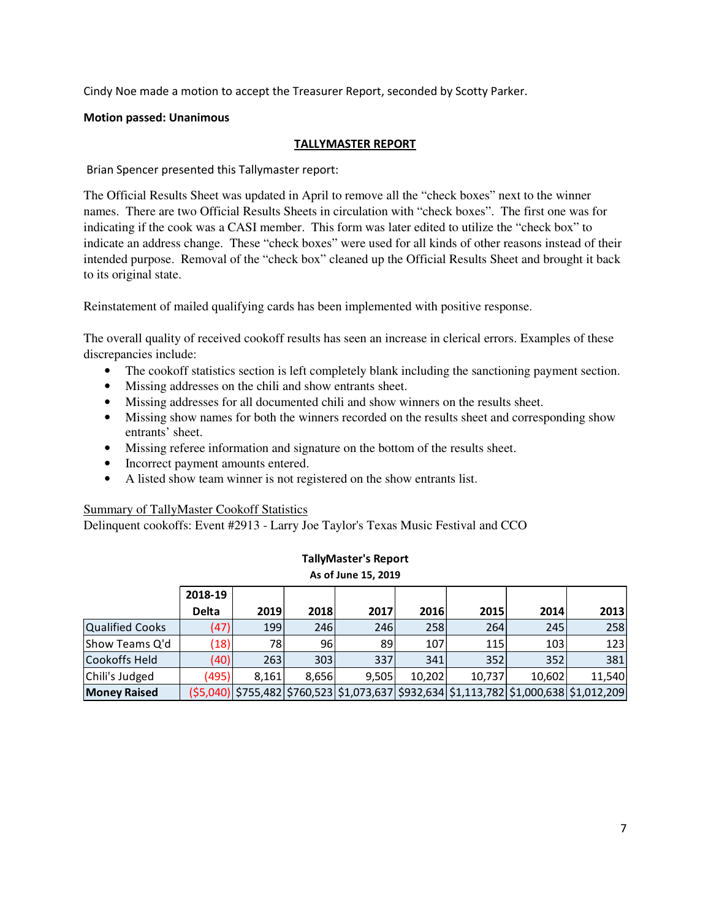Cindy Noe made a motion to accept the Treasurer Report, seconded by Scotty Parker.

**Motion passed: Unanimous**

## TALLYMASTER REPORT

Brian Spencer presented this Tallymaster report:

The Official Results Sheet was updated in April to remove all the "check boxes" next to the winner names. There are two Official Results Sheets in circulation with "check boxes". The first one was for indicating if the cook was a CASI member. This form was later edited to utilize the "check box" to indicate an address change. These "check boxes" were used for all kinds of other reasons instead of their intended purpose. Removal of the "check box" cleaned up the Official Results Sheet and brought it back to its original state.

Reinstatement of mailed qualifying cards has been implemented with positive response.

The overall quality of received cookoff results has seen an increase in clerical errors. Examples of these discrepancies include:

- The cookoff statistics section is left completely blank including the sanctioning payment section.
- Missing addresses on the chili and show entrants sheet.
- Missing addresses for all documented chili and show winners on the results sheet.
- Missing show names for both the winners recorded on the results sheet and corresponding show entrants' sheet.
- Missing referee information and signature on the bottom of the results sheet.
- Incorrect payment amounts entered.
- A listed show team winner is not registered on the show entrants list.

Summary of TallyMaster Cookoff Statistics

Delinquent cookoffs: Event #2913 - Larry Joe Taylor's Texas Music Festival and CCO

**TallyMaster's Report**
**As of June 15, 2019**

| | 2018-19 Delta | 2019 | 2018 | 2017 | 2016 | 2015 | 2014 | 2013 |
|---|---|---|---|---|---|---|---|---|
| Qualified Cooks | (47) | 199 | 246 | 246 | 258 | 264 | 245 | 258 |
| Show Teams Q'd | (18) | 78 | 96 | 89 | 107 | 115 | 103 | 123 |
| Cookoffs Held | (40) | 263 | 303 | 337 | 341 | 352 | 352 | 381 |
| Chili's Judged | (495) | 8,161 | 8,656 | 9,505 | 10,202 | 10,737 | 10,602 | 11,540 |
| **Money Raised** | ($5,040) | $755,482 | $760,523 | $1,073,637 | $932,634 | $1,113,782 | $1,000,638 | $1,012,209 |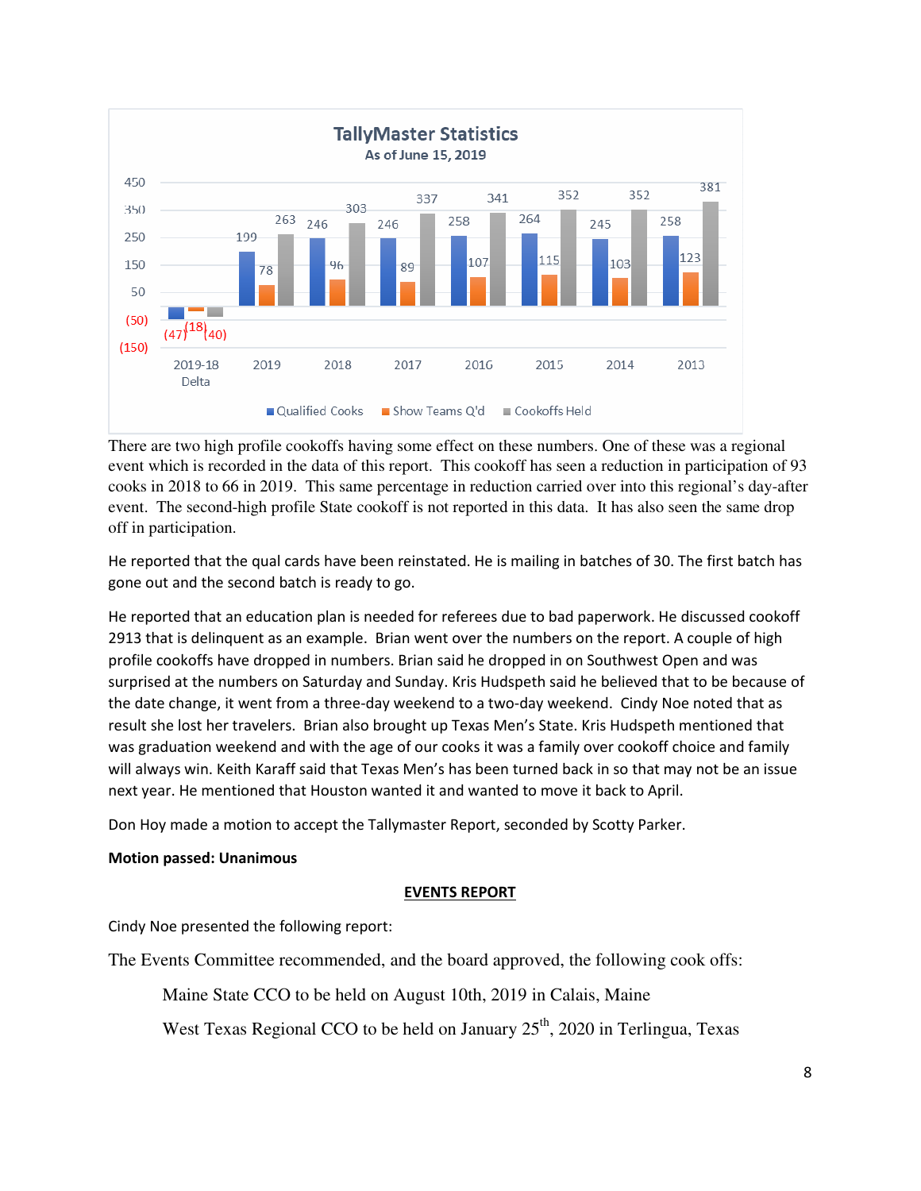**TallyMaster Statistics**
**As of June 15, 2019**

| | 2019-18 Delta | 2019 | 2018 | 2017 | 2016 | 2015 | 2014 | 2013 |
|---|---|---|---|---|---|---|---|---|
| Qualified Cooks | (47) | 199 | 246 | 246 | 258 | 264 | 245 | 258 |
| Show Teams Q'd | (18) | 78 | 96 | 89 | 107 | 115 | 103 | 123 |
| Cookoffs Held | (40) | 263 | 303 | 337 | 341 | 352 | 352 | 381 |

There are two high profile cookoffs having some effect on these numbers. One of these was a regional event which is recorded in the data of this report. This cookoff has seen a reduction in participation of 93 cooks in 2018 to 66 in 2019. This same percentage in reduction carried over into this regional's day-after event. The second-high profile State cookoff is not reported in this data. It has also seen the same drop off in participation.

He reported that the qual cards have been reinstated. He is mailing in batches of 30. The first batch has gone out and the second batch is ready to go.

He reported that an education plan is needed for referees due to bad paperwork. He discussed cookoff 2913 that is delinquent as an example. Brian went over the numbers on the report. A couple of high profile cookoffs have dropped in numbers. Brian said he dropped in on Southwest Open and was surprised at the numbers on Saturday and Sunday. Kris Hudspeth said he believed that to be because of the date change, it went from a three-day weekend to a two-day weekend. Cindy Noe noted that as result she lost her travelers. Brian also brought up Texas Men's State. Kris Hudspeth mentioned that was graduation weekend and with the age of our cooks it was a family over cookoff choice and family will always win. Keith Karaff said that Texas Men's has been turned back in so that may not be an issue next year. He mentioned that Houston wanted it and wanted to move it back to April.

Don Hoy made a motion to accept the Tallymaster Report, seconded by Scotty Parker.

**Motion passed: Unanimous**

## EVENTS REPORT

Cindy Noe presented the following report:

The Events Committee recommended, and the board approved, the following cook offs:

Maine State CCO to be held on August 10th, 2019 in Calais, Maine

West Texas Regional CCO to be held on January 25th, 2020 in Terlingua, Texas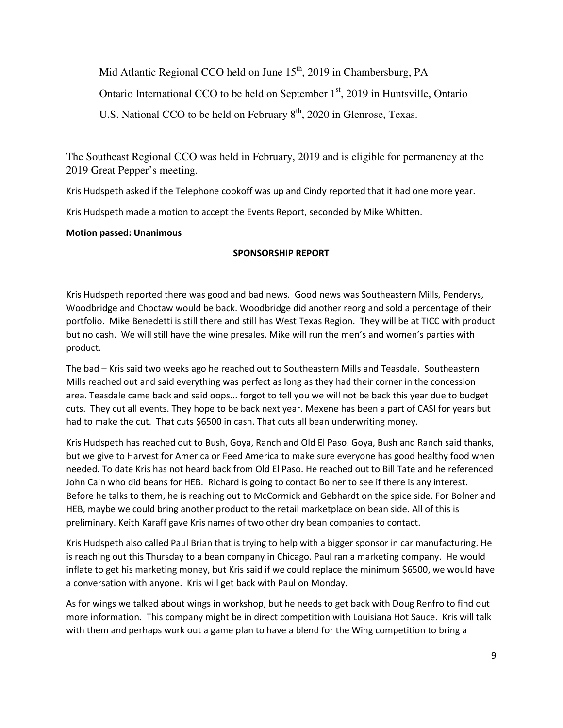Mid Atlantic Regional CCO held on June 15th, 2019 in Chambersburg, PA

Ontario International CCO to be held on September 1st, 2019 in Huntsville, Ontario

U.S. National CCO to be held on February 8th, 2020 in Glenrose, Texas.

The Southeast Regional CCO was held in February, 2019 and is eligible for permanency at the 2019 Great Pepper's meeting.

Kris Hudspeth asked if the Telephone cookoff was up and Cindy reported that it had one more year.

Kris Hudspeth made a motion to accept the Events Report, seconded by Mike Whitten.

**Motion passed: Unanimous**

## SPONSORSHIP REPORT

Kris Hudspeth reported there was good and bad news. Good news was Southeastern Mills, Penderys, Woodbridge and Choctaw would be back. Woodbridge did another reorg and sold a percentage of their portfolio. Mike Benedetti is still there and still has West Texas Region. They will be at TICC with product but no cash. We will still have the wine presales. Mike will run the men's and women's parties with product.

The bad – Kris said two weeks ago he reached out to Southeastern Mills and Teasdale. Southeastern Mills reached out and said everything was perfect as long as they had their corner in the concession area. Teasdale came back and said oops... forgot to tell you we will not be back this year due to budget cuts. They cut all events. They hope to be back next year. Mexene has been a part of CASI for years but had to make the cut. That cuts $6500 in cash. That cuts all bean underwriting money.

Kris Hudspeth has reached out to Bush, Goya, Ranch and Old El Paso. Goya, Bush and Ranch said thanks, but we give to Harvest for America or Feed America to make sure everyone has good healthy food when needed. To date Kris has not heard back from Old El Paso. He reached out to Bill Tate and he referenced John Cain who did beans for HEB. Richard is going to contact Bolner to see if there is any interest. Before he talks to them, he is reaching out to McCormick and Gebhardt on the spice side. For Bolner and HEB, maybe we could bring another product to the retail marketplace on bean side. All of this is preliminary. Keith Karaff gave Kris names of two other dry bean companies to contact.

Kris Hudspeth also called Paul Brian that is trying to help with a bigger sponsor in car manufacturing. He is reaching out this Thursday to a bean company in Chicago. Paul ran a marketing company. He would inflate to get his marketing money, but Kris said if we could replace the minimum $6500, we would have a conversation with anyone. Kris will get back with Paul on Monday.

As for wings we talked about wings in workshop, but he needs to get back with Doug Renfro to find out more information. This company might be in direct competition with Louisiana Hot Sauce. Kris will talk with them and perhaps work out a game plan to have a blend for the Wing competition to bring a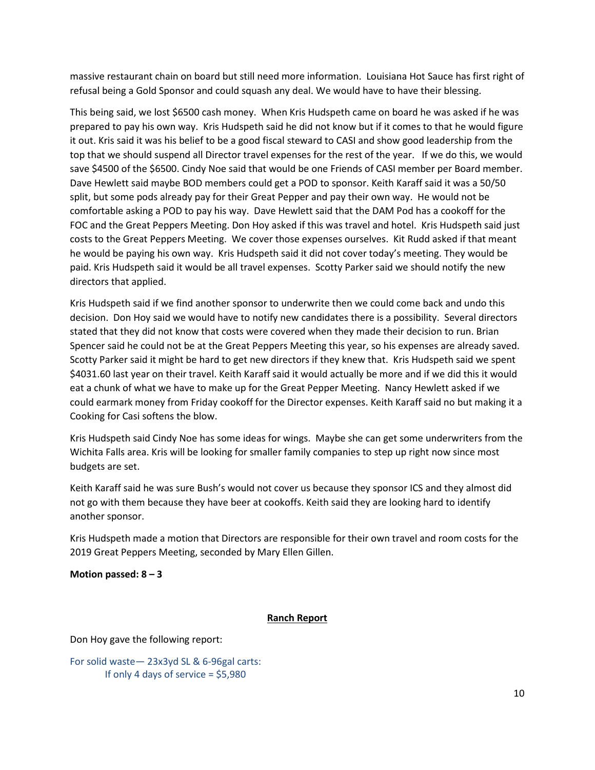massive restaurant chain on board but still need more information. Louisiana Hot Sauce has first right of refusal being a Gold Sponsor and could squash any deal. We would have to have their blessing.

This being said, we lost $6500 cash money. When Kris Hudspeth came on board he was asked if he was prepared to pay his own way. Kris Hudspeth said he did not know but if it comes to that he would figure it out. Kris said it was his belief to be a good fiscal steward to CASI and show good leadership from the top that we should suspend all Director travel expenses for the rest of the year. If we do this, we would save $4500 of the $6500. Cindy Noe said that would be one Friends of CASI member per Board member. Dave Hewlett said maybe BOD members could get a POD to sponsor. Keith Karaff said it was a 50/50 split, but some pods already pay for their Great Pepper and pay their own way. He would not be comfortable asking a POD to pay his way. Dave Hewlett said that the DAM Pod has a cookoff for the FOC and the Great Peppers Meeting. Don Hoy asked if this was travel and hotel. Kris Hudspeth said just costs to the Great Peppers Meeting. We cover those expenses ourselves. Kit Rudd asked if that meant he would be paying his own way. Kris Hudspeth said it did not cover today's meeting. They would be paid. Kris Hudspeth said it would be all travel expenses. Scotty Parker said we should notify the new directors that applied.

Kris Hudspeth said if we find another sponsor to underwrite then we could come back and undo this decision. Don Hoy said we would have to notify new candidates there is a possibility. Several directors stated that they did not know that costs were covered when they made their decision to run. Brian Spencer said he could not be at the Great Peppers Meeting this year, so his expenses are already saved. Scotty Parker said it might be hard to get new directors if they knew that. Kris Hudspeth said we spent $4031.60 last year on their travel. Keith Karaff said it would actually be more and if we did this it would eat a chunk of what we have to make up for the Great Pepper Meeting. Nancy Hewlett asked if we could earmark money from Friday cookoff for the Director expenses. Keith Karaff said no but making it a Cooking for Casi softens the blow.

Kris Hudspeth said Cindy Noe has some ideas for wings. Maybe she can get some underwriters from the Wichita Falls area. Kris will be looking for smaller family companies to step up right now since most budgets are set.

Keith Karaff said he was sure Bush's would not cover us because they sponsor ICS and they almost did not go with them because they have beer at cookoffs. Keith said they are looking hard to identify another sponsor.

Kris Hudspeth made a motion that Directors are responsible for their own travel and room costs for the 2019 Great Peppers Meeting, seconded by Mary Ellen Gillen.

**Motion passed: 8 – 3**

## **Ranch Report**

Don Hoy gave the following report:

For solid waste— 23x3yd SL & 6-96gal carts:
	If only 4 days of service = $5,980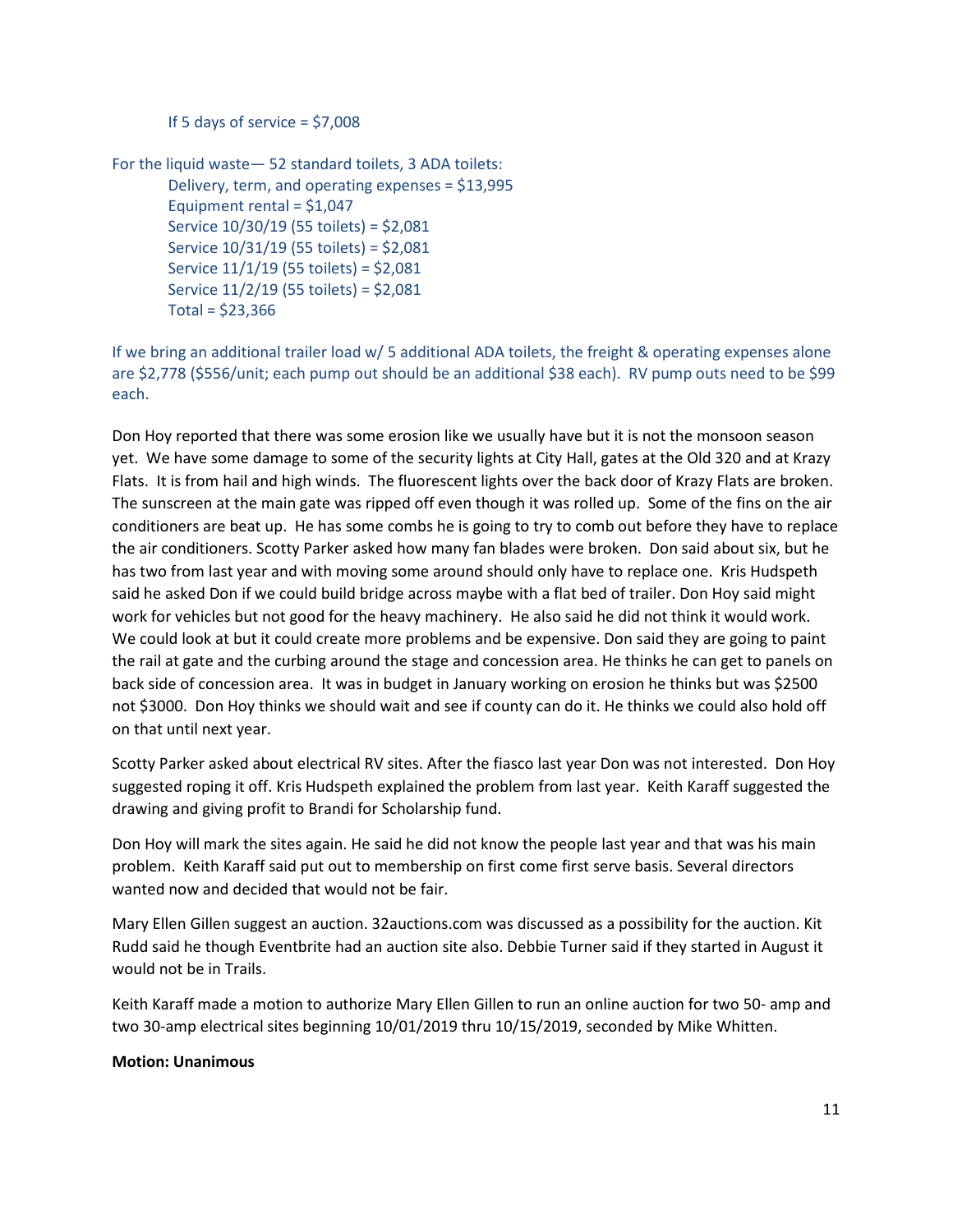If 5 days of service = $7,008

For the liquid waste— 52 standard toilets, 3 ADA toilets:

Delivery, term, and operating expenses = $13,995
Equipment rental = $1,047
Service 10/30/19 (55 toilets) = $2,081
Service 10/31/19 (55 toilets) = $2,081
Service 11/1/19 (55 toilets) = $2,081
Service 11/2/19 (55 toilets) = $2,081
Total = $23,366

If we bring an additional trailer load w/ 5 additional ADA toilets, the freight & operating expenses alone are $2,778 ($556/unit; each pump out should be an additional $38 each). RV pump outs need to be $99 each.

Don Hoy reported that there was some erosion like we usually have but it is not the monsoon season yet. We have some damage to some of the security lights at City Hall, gates at the Old 320 and at Krazy Flats. It is from hail and high winds. The fluorescent lights over the back door of Krazy Flats are broken. The sunscreen at the main gate was ripped off even though it was rolled up. Some of the fins on the air conditioners are beat up. He has some combs he is going to try to comb out before they have to replace the air conditioners. Scotty Parker asked how many fan blades were broken. Don said about six, but he has two from last year and with moving some around should only have to replace one. Kris Hudspeth said he asked Don if we could build bridge across maybe with a flat bed of trailer. Don Hoy said might work for vehicles but not good for the heavy machinery. He also said he did not think it would work. We could look at but it could create more problems and be expensive. Don said they are going to paint the rail at gate and the curbing around the stage and concession area. He thinks he can get to panels on back side of concession area. It was in budget in January working on erosion he thinks but was $2500 not $3000. Don Hoy thinks we should wait and see if county can do it. He thinks we could also hold off on that until next year.

Scotty Parker asked about electrical RV sites. After the fiasco last year Don was not interested. Don Hoy suggested roping it off. Kris Hudspeth explained the problem from last year. Keith Karaff suggested the drawing and giving profit to Brandi for Scholarship fund.

Don Hoy will mark the sites again. He said he did not know the people last year and that was his main problem. Keith Karaff said put out to membership on first come first serve basis. Several directors wanted now and decided that would not be fair.

Mary Ellen Gillen suggest an auction. 32auctions.com was discussed as a possibility for the auction. Kit Rudd said he though Eventbrite had an auction site also. Debbie Turner said if they started in August it would not be in Trails.

Keith Karaff made a motion to authorize Mary Ellen Gillen to run an online auction for two 50- amp and two 30-amp electrical sites beginning 10/01/2019 thru 10/15/2019, seconded by Mike Whitten.

**Motion: Unanimous**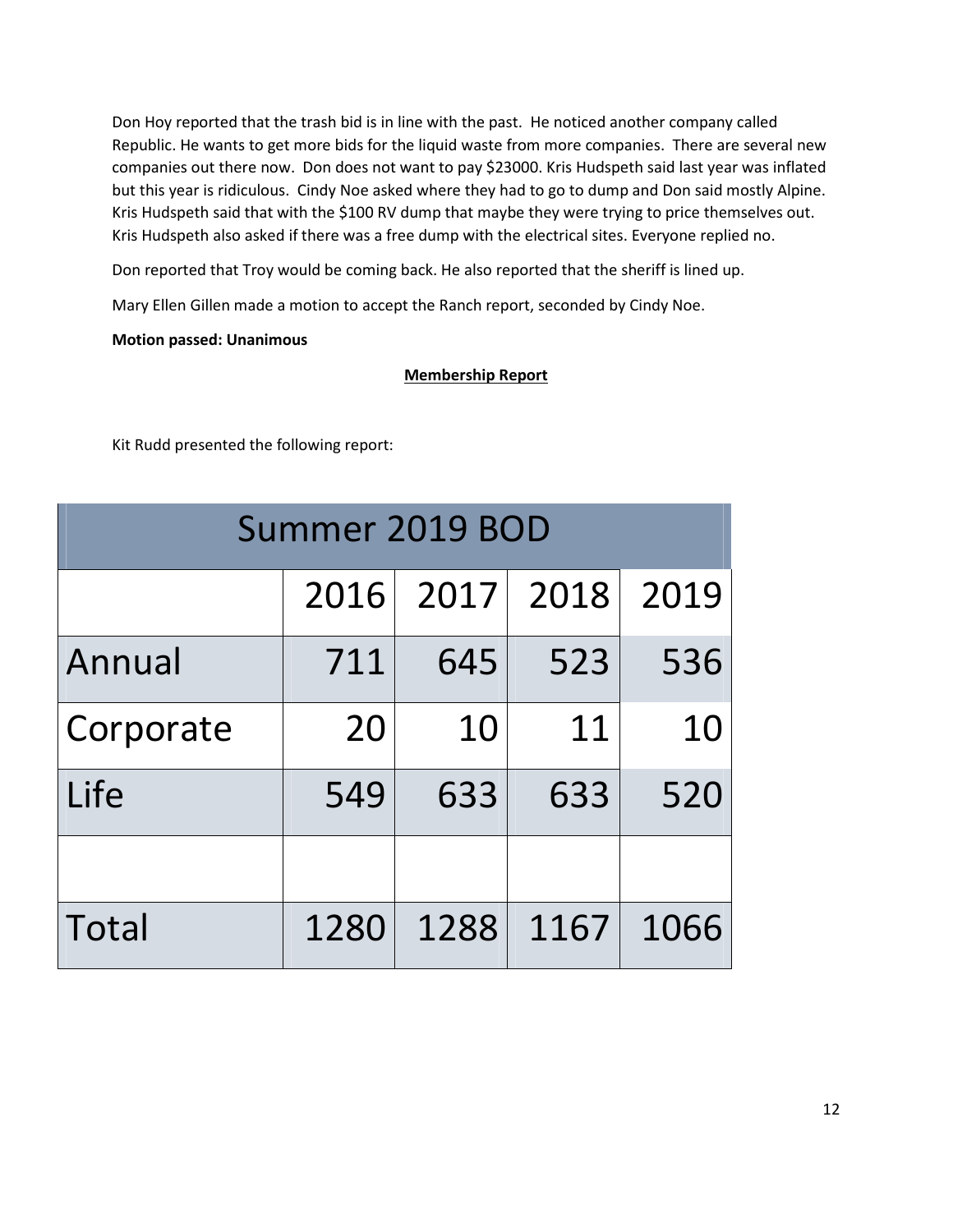Don Hoy reported that the trash bid is in line with the past. He noticed another company called Republic. He wants to get more bids for the liquid waste from more companies. There are several new companies out there now. Don does not want to pay $23000. Kris Hudspeth said last year was inflated but this year is ridiculous. Cindy Noe asked where they had to go to dump and Don said mostly Alpine. Kris Hudspeth said that with the $100 RV dump that maybe they were trying to price themselves out. Kris Hudspeth also asked if there was a free dump with the electrical sites. Everyone replied no.

Don reported that Troy would be coming back. He also reported that the sheriff is lined up.

Mary Ellen Gillen made a motion to accept the Ranch report, seconded by Cindy Noe.

**Motion passed: Unanimous**

## Membership Report

Kit Rudd presented the following report:

| Summer 2019 BOD | | | | |
|---|---|---|---|---|
| | 2016 | 2017 | 2018 | 2019 |
| Annual | 711 | 645 | 523 | 536 |
| Corporate | 20 | 10 | 11 | 10 |
| Life | 549 | 633 | 633 | 520 |
| | | | | |
| Total | 1280 | 1288 | 1167 | 1066 |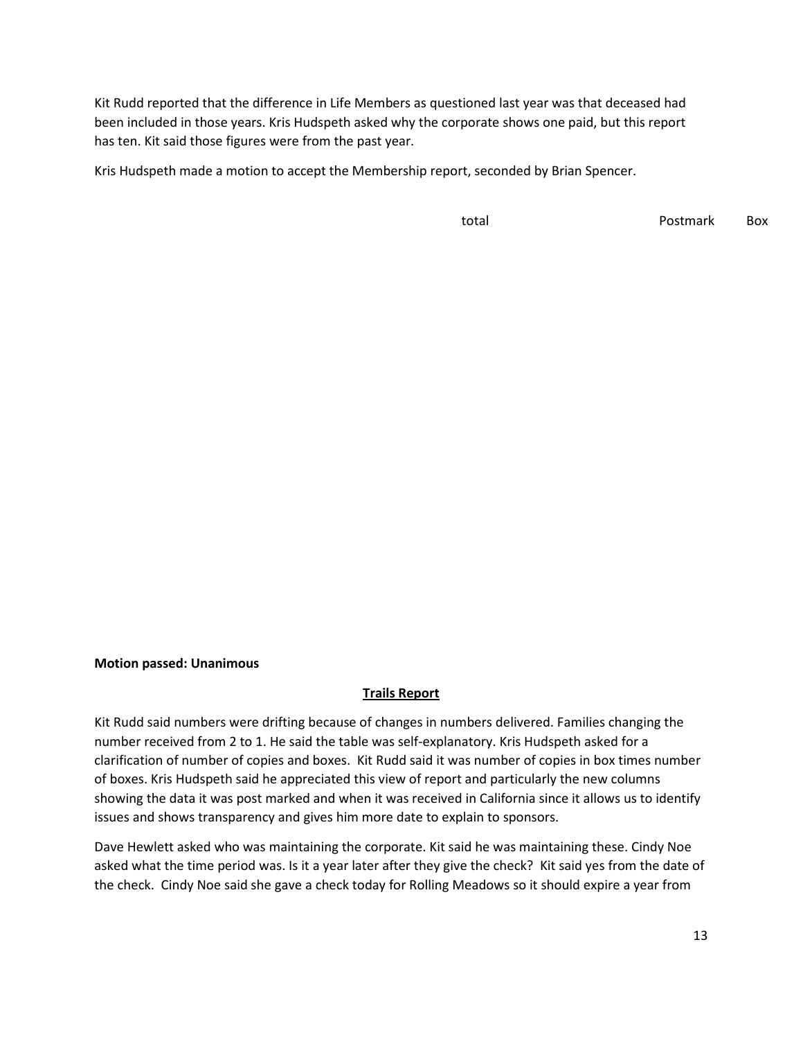Kit Rudd reported that the difference in Life Members as questioned last year was that deceased had been included in those years. Kris Hudspeth asked why the corporate shows one paid, but this report has ten. Kit said those figures were from the past year.

Kris Hudspeth made a motion to accept the Membership report, seconded by Brian Spencer.

total Postmark Box

**Motion passed: Unanimous**

## Trails Report

Kit Rudd said numbers were drifting because of changes in numbers delivered. Families changing the number received from 2 to 1. He said the table was self-explanatory. Kris Hudspeth asked for a clarification of number of copies and boxes. Kit Rudd said it was number of copies in box times number of boxes. Kris Hudspeth said he appreciated this view of report and particularly the new columns showing the data it was post marked and when it was received in California since it allows us to identify issues and shows transparency and gives him more date to explain to sponsors.

Dave Hewlett asked who was maintaining the corporate. Kit said he was maintaining these. Cindy Noe asked what the time period was. Is it a year later after they give the check? Kit said yes from the date of the check. Cindy Noe said she gave a check today for Rolling Meadows so it should expire a year from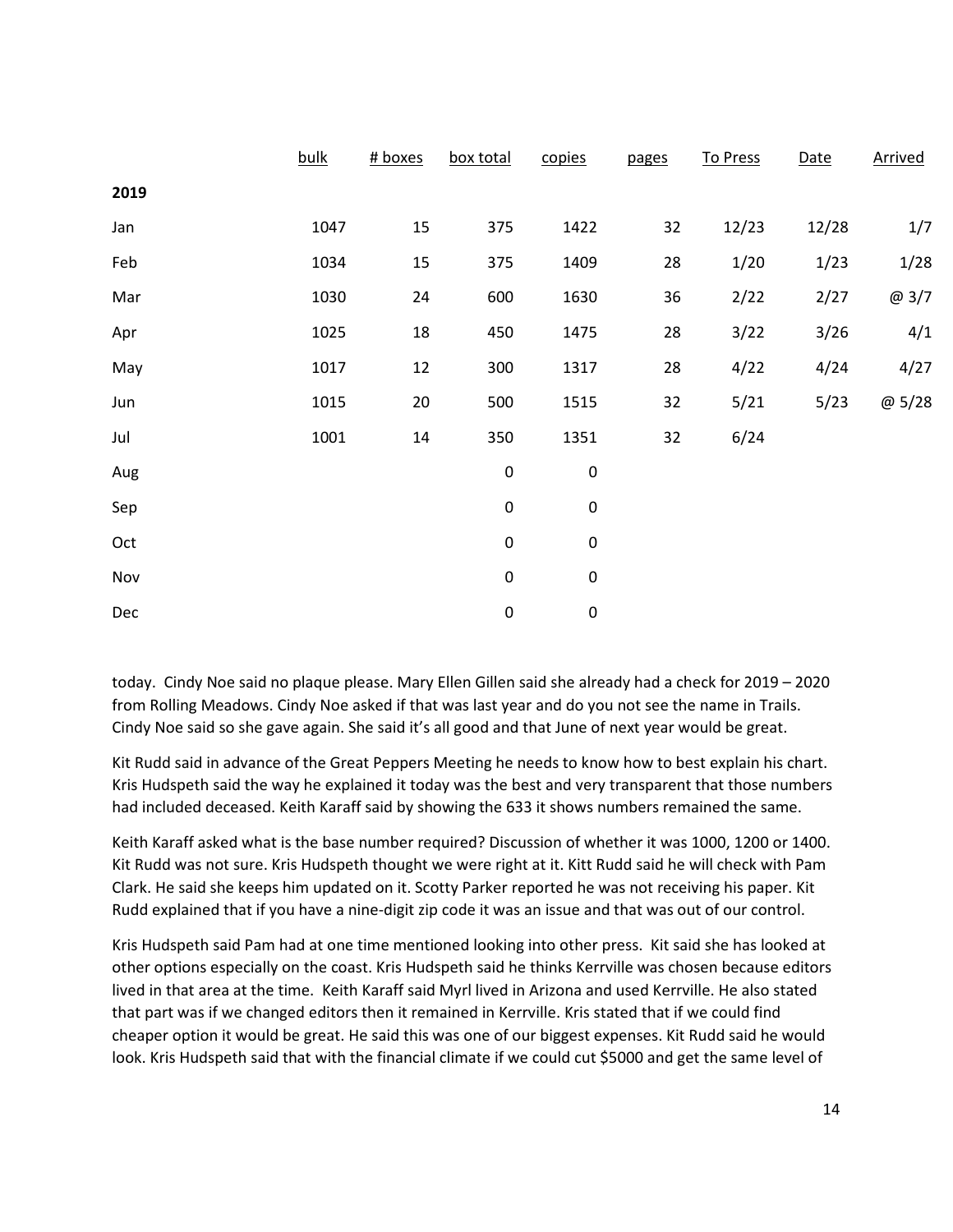| | bulk | # boxes | box total | copies | pages | To Press | Date | Arrived |
|---|---|---|---|---|---|---|---|---|
| **2019** | | | | | | | | |
| Jan | 1047 | 15 | 375 | 1422 | 32 | 12/23 | 12/28 | 1/7 |
| Feb | 1034 | 15 | 375 | 1409 | 28 | 1/20 | 1/23 | 1/28 |
| Mar | 1030 | 24 | 600 | 1630 | 36 | 2/22 | 2/27 | @ 3/7 |
| Apr | 1025 | 18 | 450 | 1475 | 28 | 3/22 | 3/26 | 4/1 |
| May | 1017 | 12 | 300 | 1317 | 28 | 4/22 | 4/24 | 4/27 |
| Jun | 1015 | 20 | 500 | 1515 | 32 | 5/21 | 5/23 | @ 5/28 |
| Jul | 1001 | 14 | 350 | 1351 | 32 | 6/24 | | |
| Aug | | | 0 | 0 | | | | |
| Sep | | | 0 | 0 | | | | |
| Oct | | | 0 | 0 | | | | |
| Nov | | | 0 | 0 | | | | |
| Dec | | | 0 | 0 | | | | |

today. Cindy Noe said no plaque please. Mary Ellen Gillen said she already had a check for 2019 – 2020 from Rolling Meadows. Cindy Noe asked if that was last year and do you not see the name in Trails. Cindy Noe said so she gave again. She said it's all good and that June of next year would be great.

Kit Rudd said in advance of the Great Peppers Meeting he needs to know how to best explain his chart. Kris Hudspeth said the way he explained it today was the best and very transparent that those numbers had included deceased. Keith Karaff said by showing the 633 it shows numbers remained the same.

Keith Karaff asked what is the base number required? Discussion of whether it was 1000, 1200 or 1400. Kit Rudd was not sure. Kris Hudspeth thought we were right at it. Kitt Rudd said he will check with Pam Clark. He said she keeps him updated on it. Scotty Parker reported he was not receiving his paper. Kit Rudd explained that if you have a nine-digit zip code it was an issue and that was out of our control.

Kris Hudspeth said Pam had at one time mentioned looking into other press. Kit said she has looked at other options especially on the coast. Kris Hudspeth said he thinks Kerrville was chosen because editors lived in that area at the time. Keith Karaff said Myrl lived in Arizona and used Kerrville. He also stated that part was if we changed editors then it remained in Kerrville. Kris stated that if we could find cheaper option it would be great. He said this was one of our biggest expenses. Kit Rudd said he would look. Kris Hudspeth said that with the financial climate if we could cut $5000 and get the same level of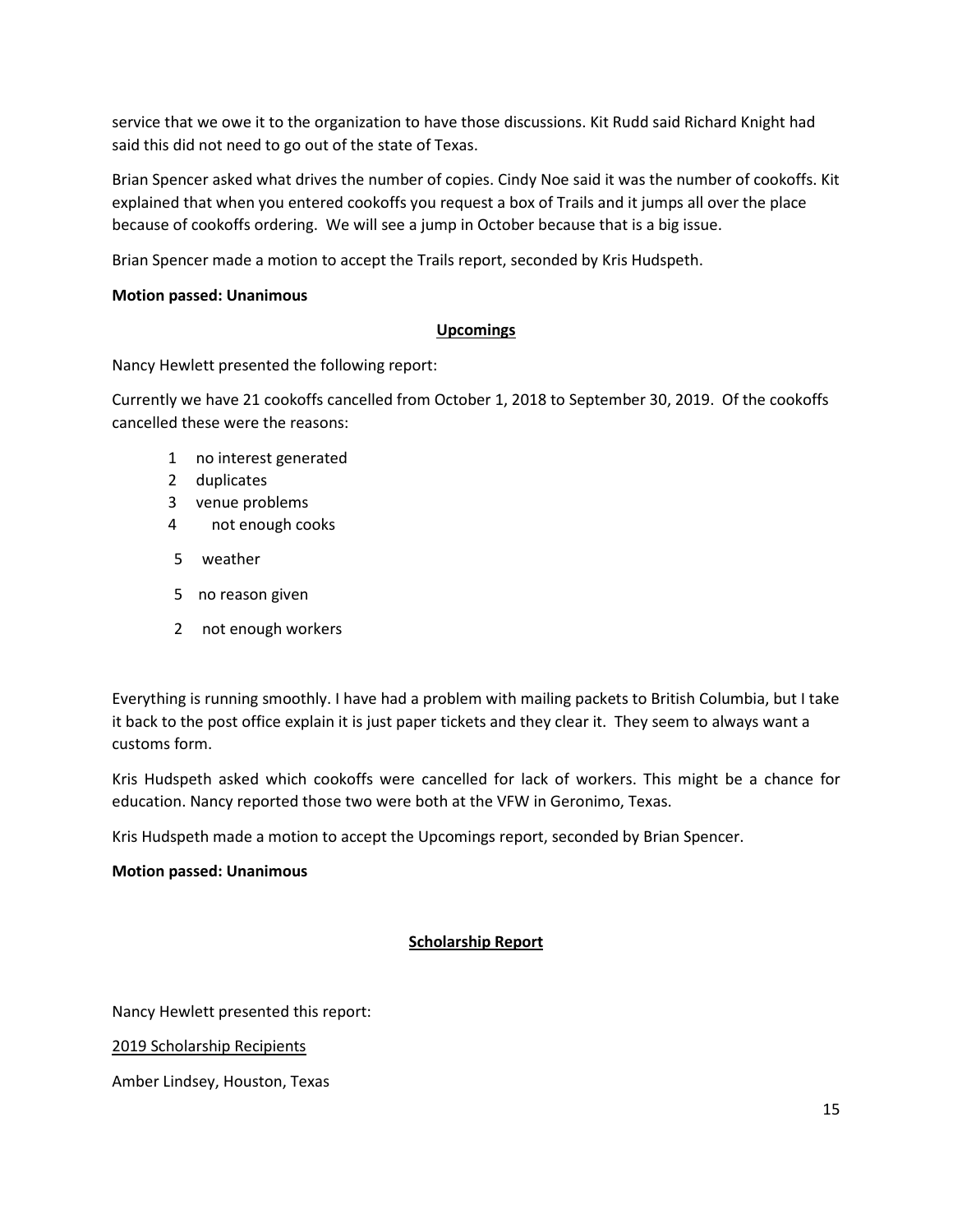service that we owe it to the organization to have those discussions. Kit Rudd said Richard Knight had said this did not need to go out of the state of Texas.

Brian Spencer asked what drives the number of copies. Cindy Noe said it was the number of cookoffs. Kit explained that when you entered cookoffs you request a box of Trails and it jumps all over the place because of cookoffs ordering. We will see a jump in October because that is a big issue.

Brian Spencer made a motion to accept the Trails report, seconded by Kris Hudspeth.

**Motion passed: Unanimous**

## Upcomings

Nancy Hewlett presented the following report:

Currently we have 21 cookoffs cancelled from October 1, 2018 to September 30, 2019. Of the cookoffs cancelled these were the reasons:

- 1 no interest generated
- 2 duplicates
- 3 venue problems
- 4 not enough cooks
- 5 weather
- 5 no reason given
- 2 not enough workers

Everything is running smoothly. I have had a problem with mailing packets to British Columbia, but I take it back to the post office explain it is just paper tickets and they clear it. They seem to always want a customs form.

Kris Hudspeth asked which cookoffs were cancelled for lack of workers. This might be a chance for education. Nancy reported those two were both at the VFW in Geronimo, Texas.

Kris Hudspeth made a motion to accept the Upcomings report, seconded by Brian Spencer.

**Motion passed: Unanimous**

## Scholarship Report

Nancy Hewlett presented this report:

2019 Scholarship Recipients

Amber Lindsey, Houston, Texas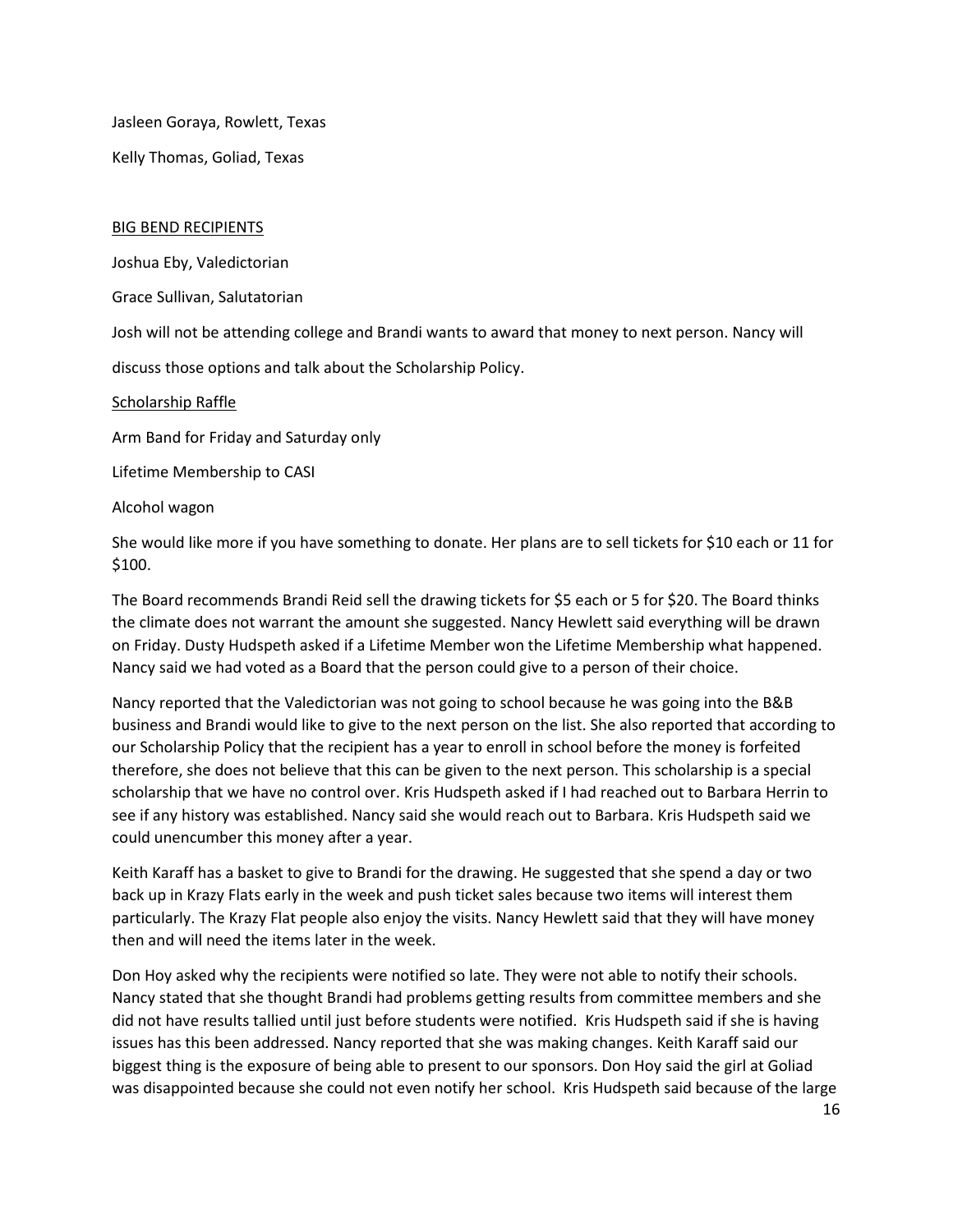Jasleen Goraya, Rowlett, Texas

Kelly Thomas, Goliad, Texas

BIG BEND RECIPIENTS

Joshua Eby, Valedictorian

Grace Sullivan, Salutatorian

Josh will not be attending college and Brandi wants to award that money to next person. Nancy will discuss those options and talk about the Scholarship Policy.

Scholarship Raffle

Arm Band for Friday and Saturday only

Lifetime Membership to CASI

Alcohol wagon

She would like more if you have something to donate. Her plans are to sell tickets for $10 each or 11 for $100.

The Board recommends Brandi Reid sell the drawing tickets for $5 each or 5 for $20. The Board thinks the climate does not warrant the amount she suggested. Nancy Hewlett said everything will be drawn on Friday. Dusty Hudspeth asked if a Lifetime Member won the Lifetime Membership what happened. Nancy said we had voted as a Board that the person could give to a person of their choice.

Nancy reported that the Valedictorian was not going to school because he was going into the B&B business and Brandi would like to give to the next person on the list. She also reported that according to our Scholarship Policy that the recipient has a year to enroll in school before the money is forfeited therefore, she does not believe that this can be given to the next person. This scholarship is a special scholarship that we have no control over. Kris Hudspeth asked if I had reached out to Barbara Herrin to see if any history was established. Nancy said she would reach out to Barbara. Kris Hudspeth said we could unencumber this money after a year.

Keith Karaff has a basket to give to Brandi for the drawing. He suggested that she spend a day or two back up in Krazy Flats early in the week and push ticket sales because two items will interest them particularly. The Krazy Flat people also enjoy the visits. Nancy Hewlett said that they will have money then and will need the items later in the week.

Don Hoy asked why the recipients were notified so late. They were not able to notify their schools. Nancy stated that she thought Brandi had problems getting results from committee members and she did not have results tallied until just before students were notified. Kris Hudspeth said if she is having issues has this been addressed. Nancy reported that she was making changes. Keith Karaff said our biggest thing is the exposure of being able to present to our sponsors. Don Hoy said the girl at Goliad was disappointed because she could not even notify her school. Kris Hudspeth said because of the large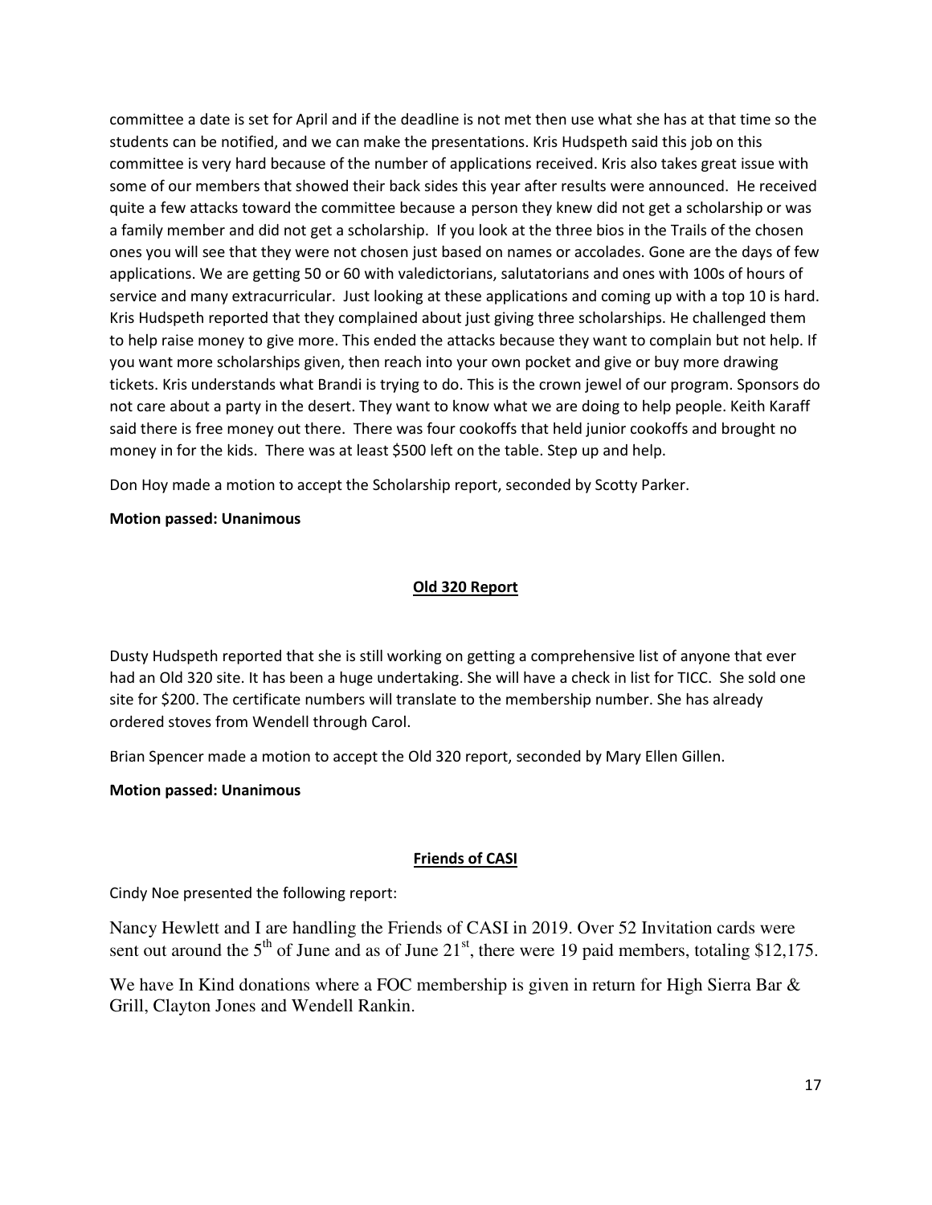committee a date is set for April and if the deadline is not met then use what she has at that time so the students can be notified, and we can make the presentations. Kris Hudspeth said this job on this committee is very hard because of the number of applications received. Kris also takes great issue with some of our members that showed their back sides this year after results were announced. He received quite a few attacks toward the committee because a person they knew did not get a scholarship or was a family member and did not get a scholarship. If you look at the three bios in the Trails of the chosen ones you will see that they were not chosen just based on names or accolades. Gone are the days of few applications. We are getting 50 or 60 with valedictorians, salutatorians and ones with 100s of hours of service and many extracurricular. Just looking at these applications and coming up with a top 10 is hard. Kris Hudspeth reported that they complained about just giving three scholarships. He challenged them to help raise money to give more. This ended the attacks because they want to complain but not help. If you want more scholarships given, then reach into your own pocket and give or buy more drawing tickets. Kris understands what Brandi is trying to do. This is the crown jewel of our program. Sponsors do not care about a party in the desert. They want to know what we are doing to help people. Keith Karaff said there is free money out there. There was four cookoffs that held junior cookoffs and brought no money in for the kids. There was at least $500 left on the table. Step up and help.

Don Hoy made a motion to accept the Scholarship report, seconded by Scotty Parker.

**Motion passed: Unanimous**

## Old 320 Report

Dusty Hudspeth reported that she is still working on getting a comprehensive list of anyone that ever had an Old 320 site. It has been a huge undertaking. She will have a check in list for TICC. She sold one site for $200. The certificate numbers will translate to the membership number. She has already ordered stoves from Wendell through Carol.

Brian Spencer made a motion to accept the Old 320 report, seconded by Mary Ellen Gillen.

**Motion passed: Unanimous**

## Friends of CASI

Cindy Noe presented the following report:

Nancy Hewlett and I are handling the Friends of CASI in 2019. Over 52 Invitation cards were sent out around the 5th of June and as of June 21st, there were 19 paid members, totaling $12,175.

We have In Kind donations where a FOC membership is given in return for High Sierra Bar & Grill, Clayton Jones and Wendell Rankin.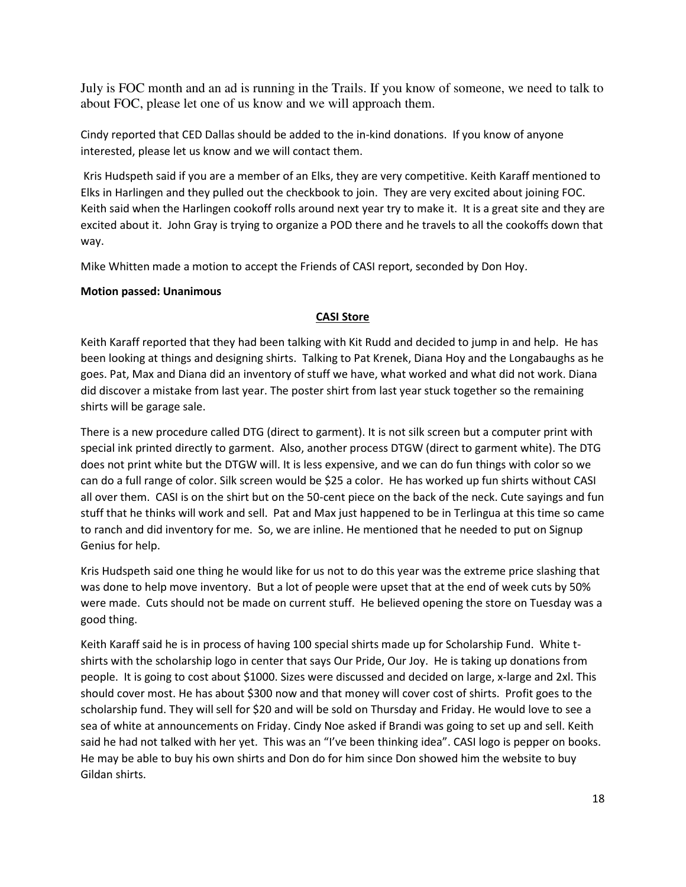July is FOC month and an ad is running in the Trails. If you know of someone, we need to talk to about FOC, please let one of us know and we will approach them.

Cindy reported that CED Dallas should be added to the in-kind donations. If you know of anyone interested, please let us know and we will contact them.

Kris Hudspeth said if you are a member of an Elks, they are very competitive. Keith Karaff mentioned to Elks in Harlingen and they pulled out the checkbook to join. They are very excited about joining FOC. Keith said when the Harlingen cookoff rolls around next year try to make it. It is a great site and they are excited about it. John Gray is trying to organize a POD there and he travels to all the cookoffs down that way.

Mike Whitten made a motion to accept the Friends of CASI report, seconded by Don Hoy.

**Motion passed: Unanimous**

## CASI Store

Keith Karaff reported that they had been talking with Kit Rudd and decided to jump in and help. He has been looking at things and designing shirts. Talking to Pat Krenek, Diana Hoy and the Longabaughs as he goes. Pat, Max and Diana did an inventory of stuff we have, what worked and what did not work. Diana did discover a mistake from last year. The poster shirt from last year stuck together so the remaining shirts will be garage sale.

There is a new procedure called DTG (direct to garment). It is not silk screen but a computer print with special ink printed directly to garment. Also, another process DTGW (direct to garment white). The DTG does not print white but the DTGW will. It is less expensive, and we can do fun things with color so we can do a full range of color. Silk screen would be $25 a color. He has worked up fun shirts without CASI all over them. CASI is on the shirt but on the 50-cent piece on the back of the neck. Cute sayings and fun stuff that he thinks will work and sell. Pat and Max just happened to be in Terlingua at this time so came to ranch and did inventory for me. So, we are inline. He mentioned that he needed to put on Signup Genius for help.

Kris Hudspeth said one thing he would like for us not to do this year was the extreme price slashing that was done to help move inventory. But a lot of people were upset that at the end of week cuts by 50% were made. Cuts should not be made on current stuff. He believed opening the store on Tuesday was a good thing.

Keith Karaff said he is in process of having 100 special shirts made up for Scholarship Fund. White t-shirts with the scholarship logo in center that says Our Pride, Our Joy. He is taking up donations from people. It is going to cost about $1000. Sizes were discussed and decided on large, x-large and 2xl. This should cover most. He has about $300 now and that money will cover cost of shirts. Profit goes to the scholarship fund. They will sell for $20 and will be sold on Thursday and Friday. He would love to see a sea of white at announcements on Friday. Cindy Noe asked if Brandi was going to set up and sell. Keith said he had not talked with her yet. This was an "I've been thinking idea". CASI logo is pepper on books. He may be able to buy his own shirts and Don do for him since Don showed him the website to buy Gildan shirts.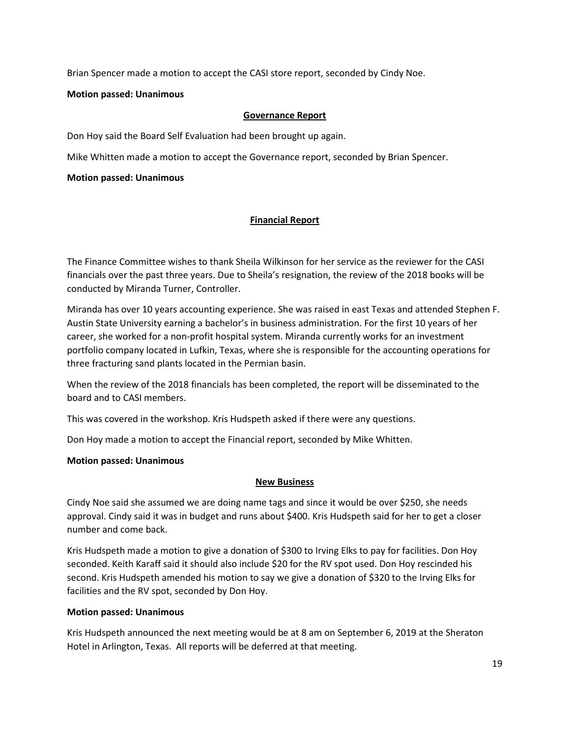Brian Spencer made a motion to accept the CASI store report, seconded by Cindy Noe.

**Motion passed: Unanimous**

## Governance Report

Don Hoy said the Board Self Evaluation had been brought up again.

Mike Whitten made a motion to accept the Governance report, seconded by Brian Spencer.

**Motion passed: Unanimous**

## Financial Report

The Finance Committee wishes to thank Sheila Wilkinson for her service as the reviewer for the CASI financials over the past three years. Due to Sheila's resignation, the review of the 2018 books will be conducted by Miranda Turner, Controller.

Miranda has over 10 years accounting experience. She was raised in east Texas and attended Stephen F. Austin State University earning a bachelor's in business administration. For the first 10 years of her career, she worked for a non-profit hospital system. Miranda currently works for an investment portfolio company located in Lufkin, Texas, where she is responsible for the accounting operations for three fracturing sand plants located in the Permian basin.

When the review of the 2018 financials has been completed, the report will be disseminated to the board and to CASI members.

This was covered in the workshop. Kris Hudspeth asked if there were any questions.

Don Hoy made a motion to accept the Financial report, seconded by Mike Whitten.

**Motion passed: Unanimous**

## New Business

Cindy Noe said she assumed we are doing name tags and since it would be over $250, she needs approval. Cindy said it was in budget and runs about $400. Kris Hudspeth said for her to get a closer number and come back.

Kris Hudspeth made a motion to give a donation of $300 to Irving Elks to pay for facilities. Don Hoy seconded. Keith Karaff said it should also include $20 for the RV spot used. Don Hoy rescinded his second. Kris Hudspeth amended his motion to say we give a donation of $320 to the Irving Elks for facilities and the RV spot, seconded by Don Hoy.

**Motion passed: Unanimous**

Kris Hudspeth announced the next meeting would be at 8 am on September 6, 2019 at the Sheraton Hotel in Arlington, Texas. All reports will be deferred at that meeting.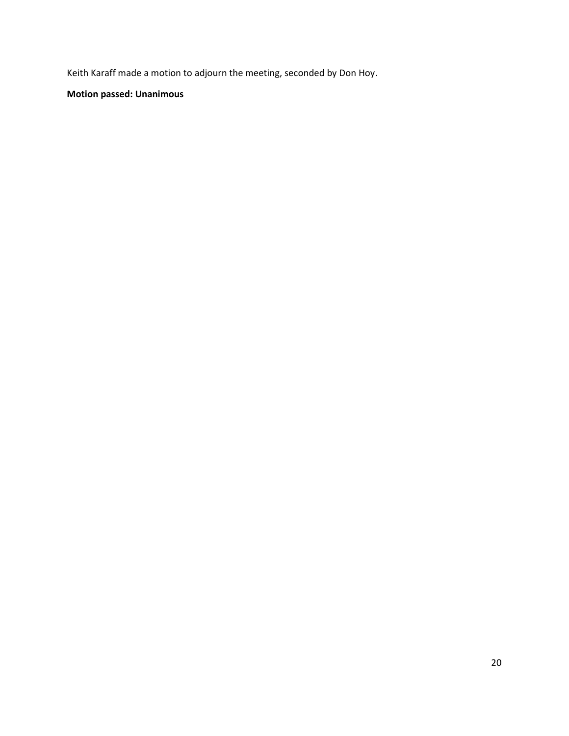Keith Karaff made a motion to adjourn the meeting, seconded by Don Hoy.

**Motion passed: Unanimous**